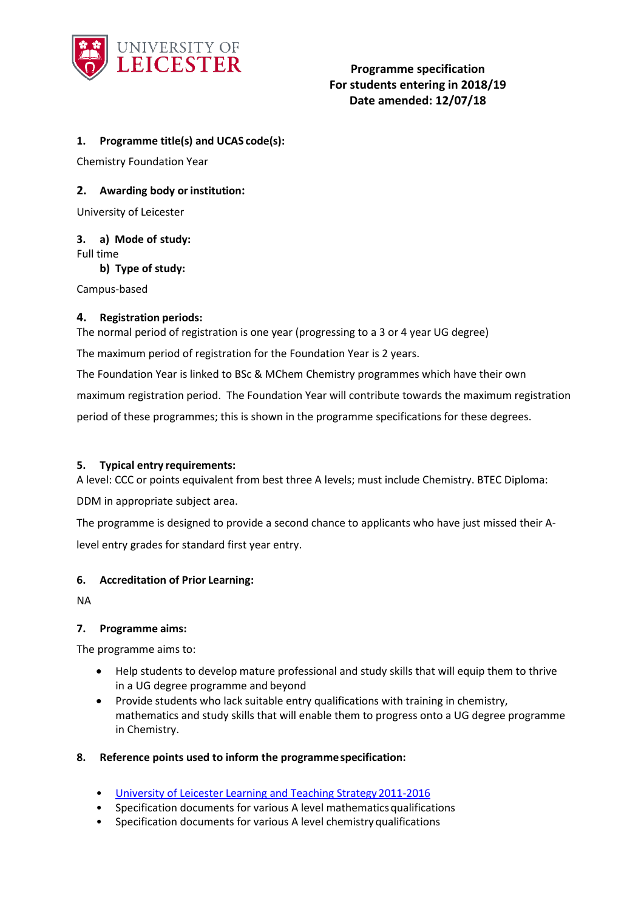**Programme specification**
**For students entering in 2018/19**
**Date amended: 12/07/18**

## 1. Programme title(s) and UCAS code(s):

Chemistry Foundation Year

## 2. Awarding body or institution:

University of Leicester

## 3. a) Mode of study:

Full time

### b) Type of study:

Campus-based

## 4. Registration periods:

The normal period of registration is one year (progressing to a 3 or 4 year UG degree)

The maximum period of registration for the Foundation Year is 2 years.

The Foundation Year is linked to BSc & MChem Chemistry programmes which have their own maximum registration period. The Foundation Year will contribute towards the maximum registration period of these programmes; this is shown in the programme specifications for these degrees.

## 5. Typical entry requirements:

A level: CCC or points equivalent from best three A levels; must include Chemistry. BTEC Diploma: DDM in appropriate subject area.

The programme is designed to provide a second chance to applicants who have just missed their A-level entry grades for standard first year entry.

## 6. Accreditation of Prior Learning:

NA

## 7. Programme aims:

The programme aims to:

- Help students to develop mature professional and study skills that will equip them to thrive in a UG degree programme and beyond
- Provide students who lack suitable entry qualifications with training in chemistry, mathematics and study skills that will enable them to progress onto a UG degree programme in Chemistry.

## 8. Reference points used to inform the programme specification:

- University of Leicester Learning and Teaching Strategy 2011-2016
- Specification documents for various A level mathematics qualifications
- Specification documents for various A level chemistry qualifications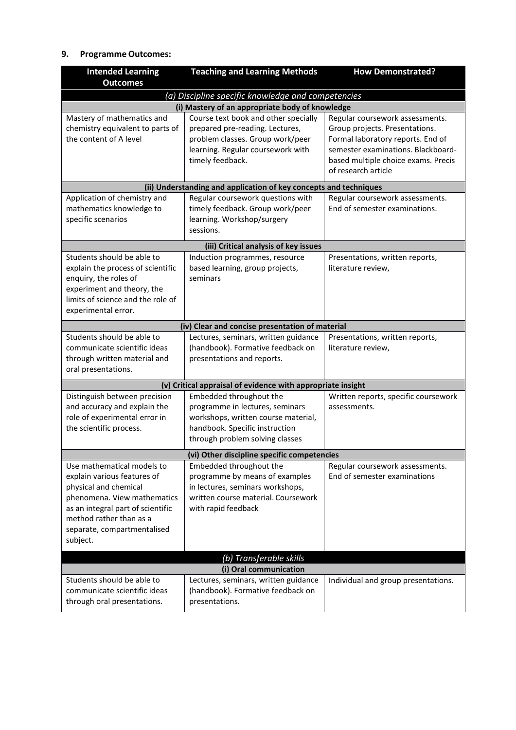## 9. Programme Outcomes:

| Intended Learning Outcomes | Teaching and Learning Methods | How Demonstrated? |
|---|---|---|
| *(a) Discipline specific knowledge and competencies* | | |
| **(i) Mastery of an appropriate body of knowledge** | | |
| Mastery of mathematics and chemistry equivalent to parts of the content of A level | Course text book and other specially prepared pre-reading. Lectures, problem classes. Group work/peer learning. Regular coursework with timely feedback. | Regular coursework assessments. Group projects. Presentations. Formal laboratory reports. End of semester examinations. Blackboard-based multiple choice exams. Precis of research article |
| **(ii) Understanding and application of key concepts and techniques** | | |
| Application of chemistry and mathematics knowledge to specific scenarios | Regular coursework questions with timely feedback. Group work/peer learning. Workshop/surgery sessions. | Regular coursework assessments. End of semester examinations. |
| **(iii) Critical analysis of key issues** | | |
| Students should be able to explain the process of scientific enquiry, the roles of experiment and theory, the limits of science and the role of experimental error. | Induction programmes, resource based learning, group projects, seminars | Presentations, written reports, literature review, |
| **(iv) Clear and concise presentation of material** | | |
| Students should be able to communicate scientific ideas through written material and oral presentations. | Lectures, seminars, written guidance (handbook). Formative feedback on presentations and reports. | Presentations, written reports, literature review, |
| **(v) Critical appraisal of evidence with appropriate insight** | | |
| Distinguish between precision and accuracy and explain the role of experimental error in the scientific process. | Embedded throughout the programme in lectures, seminars workshops, written course material, handbook. Specific instruction through problem solving classes | Written reports, specific coursework assessments. |
| **(vi) Other discipline specific competencies** | | |
| Use mathematical models to explain various features of physical and chemical phenomena. View mathematics as an integral part of scientific method rather than as a separate, compartmentalised subject. | Embedded throughout the programme by means of examples in lectures, seminars workshops, written course material. Coursework with rapid feedback | Regular coursework assessments. End of semester examinations |
| *(b) Transferable skills* | | |
| **(i) Oral communication** | | |
| Students should be able to communicate scientific ideas through oral presentations. | Lectures, seminars, written guidance (handbook). Formative feedback on presentations. | Individual and group presentations. |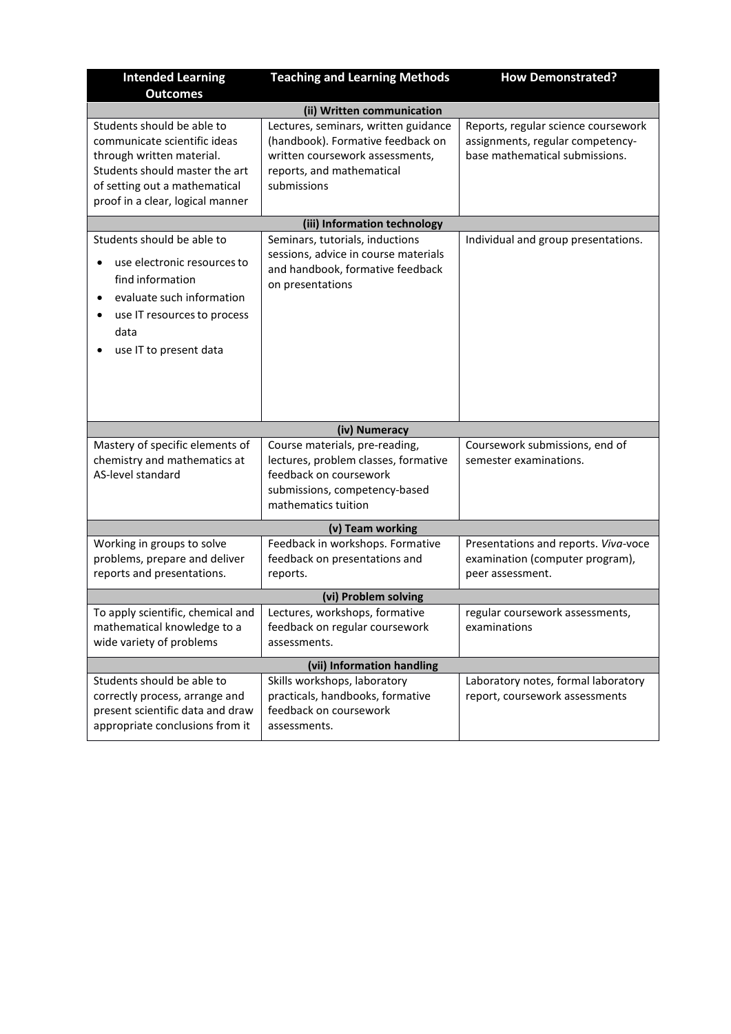| Intended Learning Outcomes | Teaching and Learning Methods | How Demonstrated? |
|---|---|---|
| **(ii) Written communication** | | |
| Students should be able to communicate scientific ideas through written material. Students should master the art of setting out a mathematical proof in a clear, logical manner | Lectures, seminars, written guidance (handbook). Formative feedback on written coursework assessments, reports, and mathematical submissions | Reports, regular science coursework assignments, regular competency-base mathematical submissions. |
| **(iii) Information technology** | | |
| Students should be able to<br>• use electronic resources to find information<br>• evaluate such information<br>• use IT resources to process data<br>• use IT to present data | Seminars, tutorials, inductions sessions, advice in course materials and handbook, formative feedback on presentations | Individual and group presentations. |
| **(iv) Numeracy** | | |
| Mastery of specific elements of chemistry and mathematics at AS-level standard | Course materials, pre-reading, lectures, problem classes, formative feedback on coursework submissions, competency-based mathematics tuition | Coursework submissions, end of semester examinations. |
| **(v) Team working** | | |
| Working in groups to solve problems, prepare and deliver reports and presentations. | Feedback in workshops. Formative feedback on presentations and reports. | Presentations and reports. *Viva*-voce examination (computer program), peer assessment. |
| **(vi) Problem solving** | | |
| To apply scientific, chemical and mathematical knowledge to a wide variety of problems | Lectures, workshops, formative feedback on regular coursework assessments. | regular coursework assessments, examinations |
| **(vii) Information handling** | | |
| Students should be able to correctly process, arrange and present scientific data and draw appropriate conclusions from it | Skills workshops, laboratory practicals, handbooks, formative feedback on coursework assessments. | Laboratory notes, formal laboratory report, coursework assessments |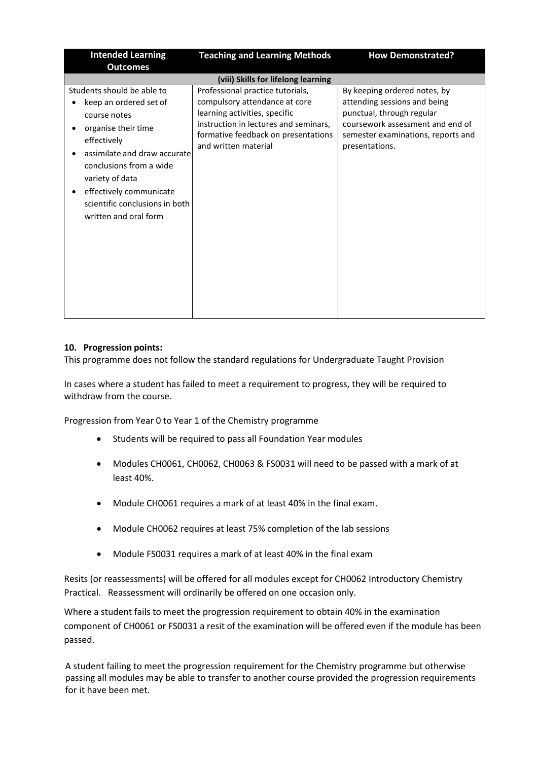| Intended Learning Outcomes | Teaching and Learning Methods | How Demonstrated? |
|---|---|---|
| **(viii) Skills for lifelong learning** | | |
| Students should be able to<br>• keep an ordered set of course notes<br>• organise their time effectively<br>• assimilate and draw accurate conclusions from a wide variety of data<br>• effectively communicate scientific conclusions in both written and oral form | Professional practice tutorials, compulsory attendance at core learning activities, specific instruction in lectures and seminars, formative feedback on presentations and written material | By keeping ordered notes, by attending sessions and being punctual, through regular coursework assessment and end of semester examinations, reports and presentations. |

**10. Progression points:**

This programme does not follow the standard regulations for Undergraduate Taught Provision

In cases where a student has failed to meet a requirement to progress, they will be required to withdraw from the course.

Progression from Year 0 to Year 1 of the Chemistry programme

- Students will be required to pass all Foundation Year modules
- Modules CH0061, CH0062, CH0063 & FS0031 will need to be passed with a mark of at least 40%.
- Module CH0061 requires a mark of at least 40% in the final exam.
- Module CH0062 requires at least 75% completion of the lab sessions
- Module FS0031 requires a mark of at least 40% in the final exam

Resits (or reassessments) will be offered for all modules except for CH0062 Introductory Chemistry Practical. Reassessment will ordinarily be offered on one occasion only.

Where a student fails to meet the progression requirement to obtain 40% in the examination component of CH0061 or FS0031 a resit of the examination will be offered even if the module has been passed.

A student failing to meet the progression requirement for the Chemistry programme but otherwise passing all modules may be able to transfer to another course provided the progression requirements for it have been met.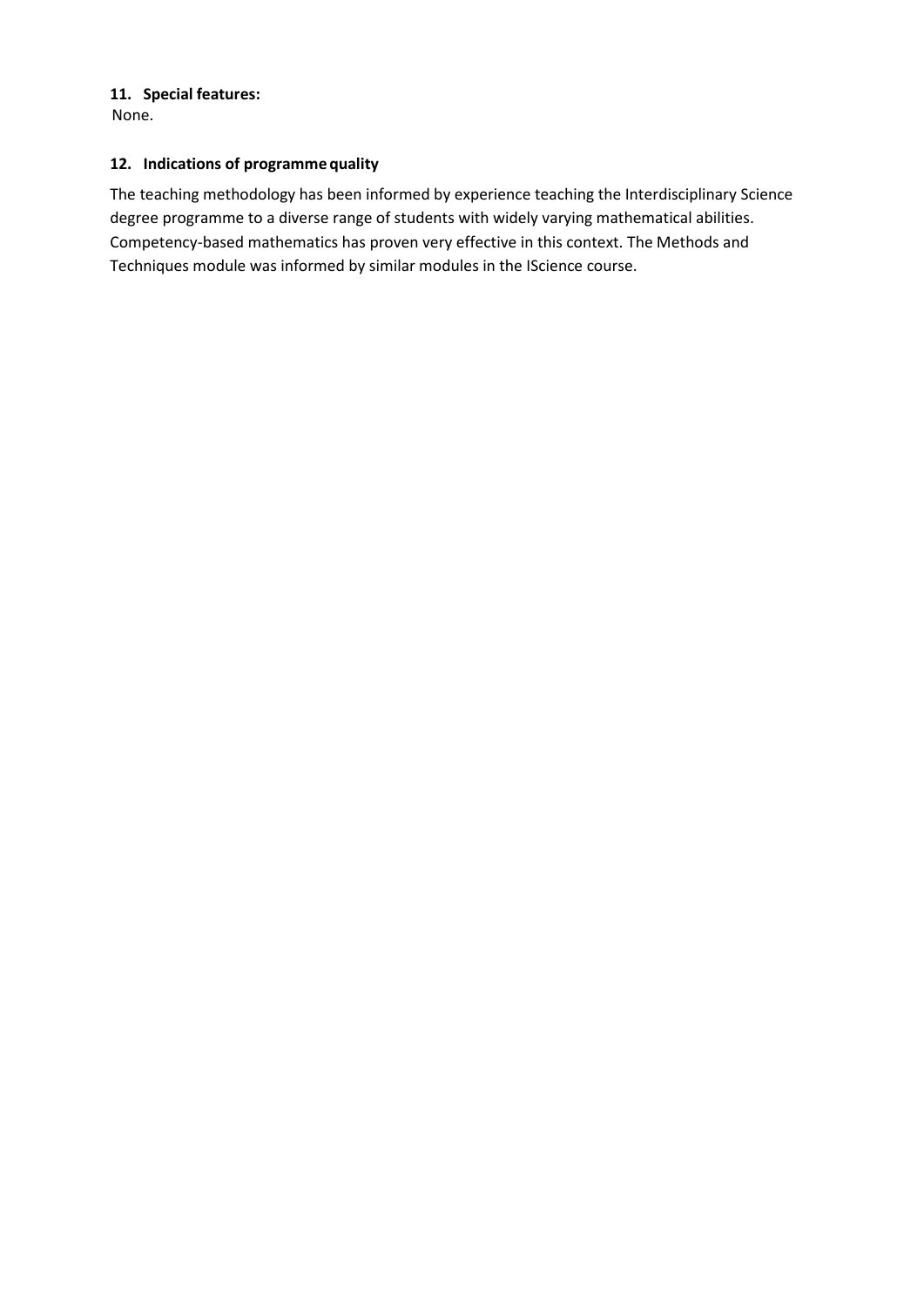**11. Special features:**

None.

**12. Indications of programme quality**

The teaching methodology has been informed by experience teaching the Interdisciplinary Science degree programme to a diverse range of students with widely varying mathematical abilities. Competency-based mathematics has proven very effective in this context. The Methods and Techniques module was informed by similar modules in the IScience course.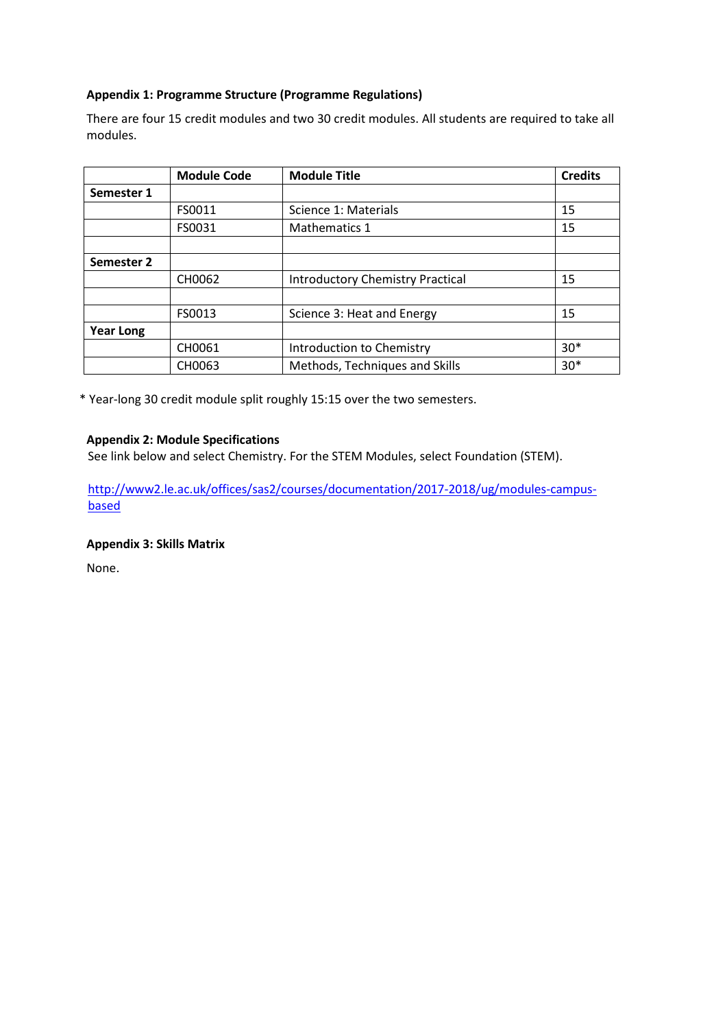**Appendix 1: Programme Structure (Programme Regulations)**

There are four 15 credit modules and two 30 credit modules. All students are required to take all modules.

| | Module Code | Module Title | Credits |
|---|---|---|---|
| **Semester 1** | | | |
| | FS0011 | Science 1: Materials | 15 |
| | FS0031 | Mathematics 1 | 15 |
| | | | |
| **Semester 2** | | | |
| | CH0062 | Introductory Chemistry Practical | 15 |
| | | | |
| | FS0013 | Science 3: Heat and Energy | 15 |
| **Year Long** | | | |
| | CH0061 | Introduction to Chemistry | 30* |
| | CH0063 | Methods, Techniques and Skills | 30* |

* Year-long 30 credit module split roughly 15:15 over the two semesters.

**Appendix 2: Module Specifications**

See link below and select Chemistry. For the STEM Modules, select Foundation (STEM).

[http://www2.le.ac.uk/offices/sas2/courses/documentation/2017-2018/ug/modules-campus-based](http://www2.le.ac.uk/offices/sas2/courses/documentation/2017-2018/ug/modules-campus-based)

**Appendix 3: Skills Matrix**

None.